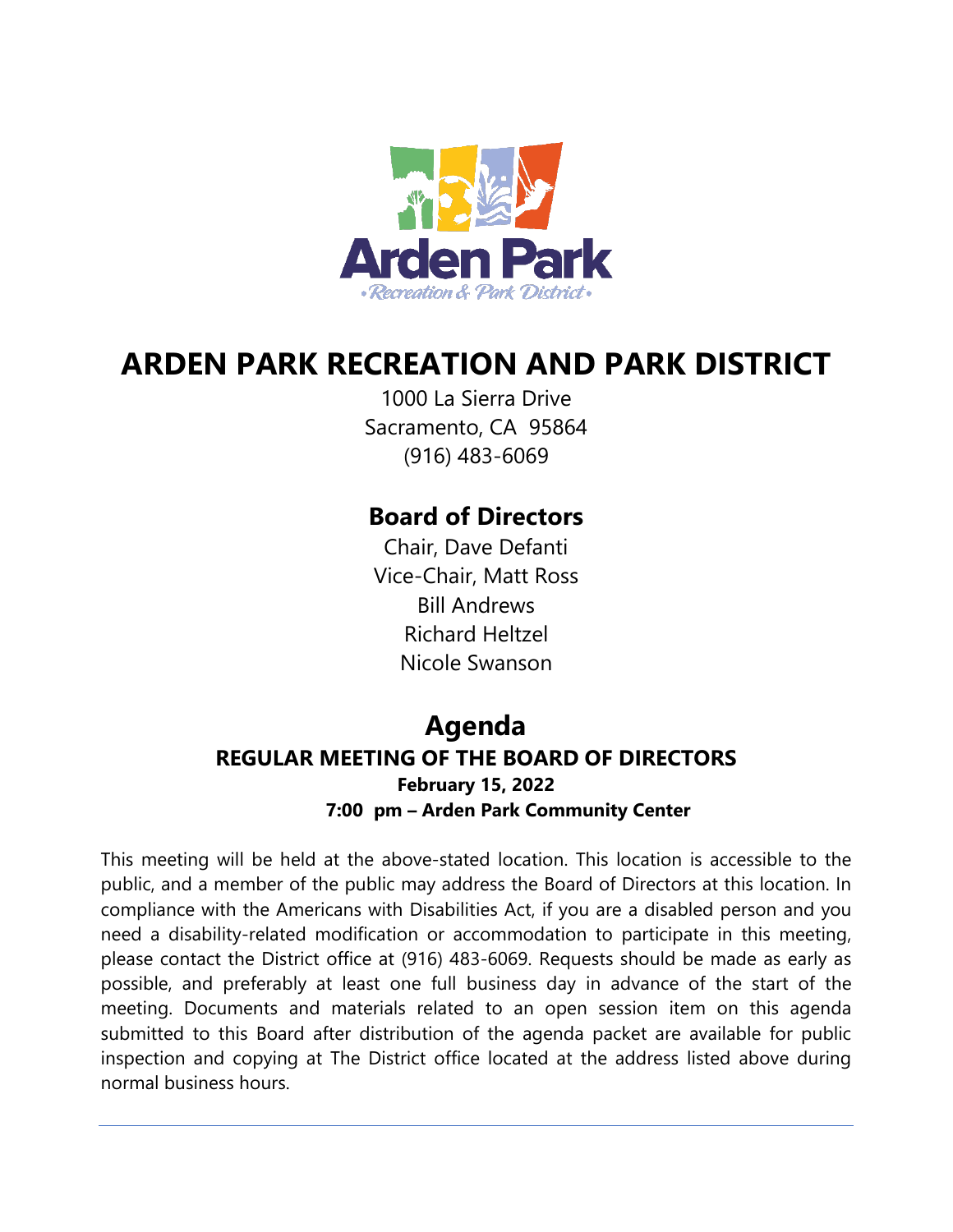# ARDEN PARK RECREATION AND PARK DISTRICT

1000 La Sierra Drive
Sacramento, CA 95864
(916) 483-6069

## Board of Directors

Chair, Dave Defanti
Vice-Chair, Matt Ross
Bill Andrews
Richard Heltzel
Nicole Swanson

## Agenda

### REGULAR MEETING OF THE BOARD OF DIRECTORS

**February 15, 2022**

**7:00 pm – Arden Park Community Center**

This meeting will be held at the above-stated location. This location is accessible to the public, and a member of the public may address the Board of Directors at this location. In compliance with the Americans with Disabilities Act, if you are a disabled person and you need a disability-related modification or accommodation to participate in this meeting, please contact the District office at (916) 483-6069. Requests should be made as early as possible, and preferably at least one full business day in advance of the start of the meeting. Documents and materials related to an open session item on this agenda submitted to this Board after distribution of the agenda packet are available for public inspection and copying at The District office located at the address listed above during normal business hours.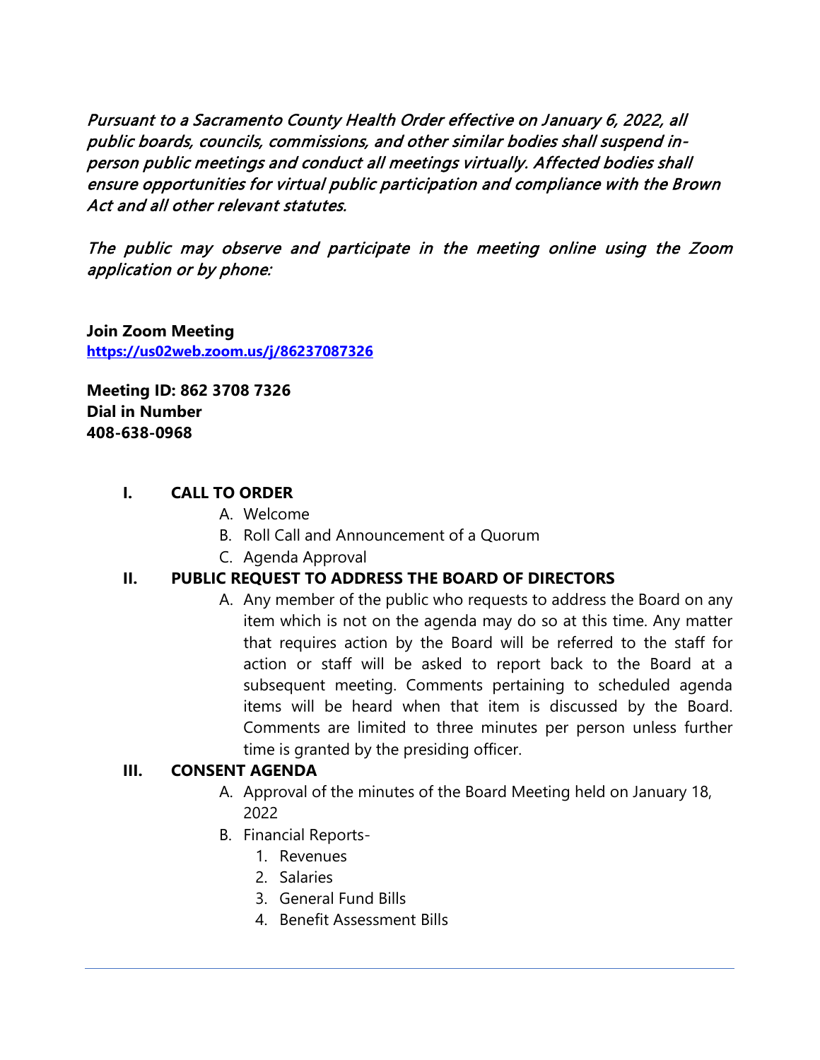*Pursuant to a Sacramento County Health Order effective on January 6, 2022, all public boards, councils, commissions, and other similar bodies shall suspend in-person public meetings and conduct all meetings virtually. Affected bodies shall ensure opportunities for virtual public participation and compliance with the Brown Act and all other relevant statutes.*

*The public may observe and participate in the meeting online using the Zoom application or by phone:*

**Join Zoom Meeting**
**[https://us02web.zoom.us/j/86237087326](https://us02web.zoom.us/j/86237087326)**

**Meeting ID: 862 3708 7326**
**Dial in Number**
**408-638-0968**

## I. CALL TO ORDER

A. Welcome
B. Roll Call and Announcement of a Quorum
C. Agenda Approval

## II. PUBLIC REQUEST TO ADDRESS THE BOARD OF DIRECTORS

A. Any member of the public who requests to address the Board on any item which is not on the agenda may do so at this time. Any matter that requires action by the Board will be referred to the staff for action or staff will be asked to report back to the Board at a subsequent meeting. Comments pertaining to scheduled agenda items will be heard when that item is discussed by the Board. Comments are limited to three minutes per person unless further time is granted by the presiding officer.

## III. CONSENT AGENDA

A. Approval of the minutes of the Board Meeting held on January 18, 2022
B. Financial Reports-
   1. Revenues
   2. Salaries
   3. General Fund Bills
   4. Benefit Assessment Bills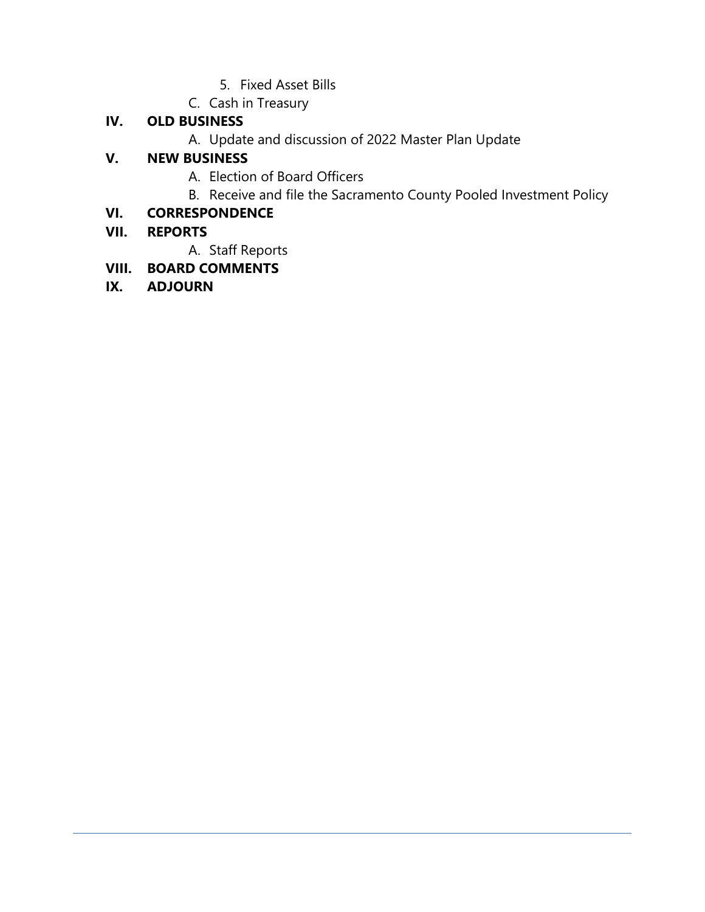5. Fixed Asset Bills

C. Cash in Treasury

**IV. OLD BUSINESS**

A. Update and discussion of 2022 Master Plan Update

**V. NEW BUSINESS**

A. Election of Board Officers

B. Receive and file the Sacramento County Pooled Investment Policy

**VI. CORRESPONDENCE**

**VII. REPORTS**

A. Staff Reports

**VIII. BOARD COMMENTS**

**IX. ADJOURN**